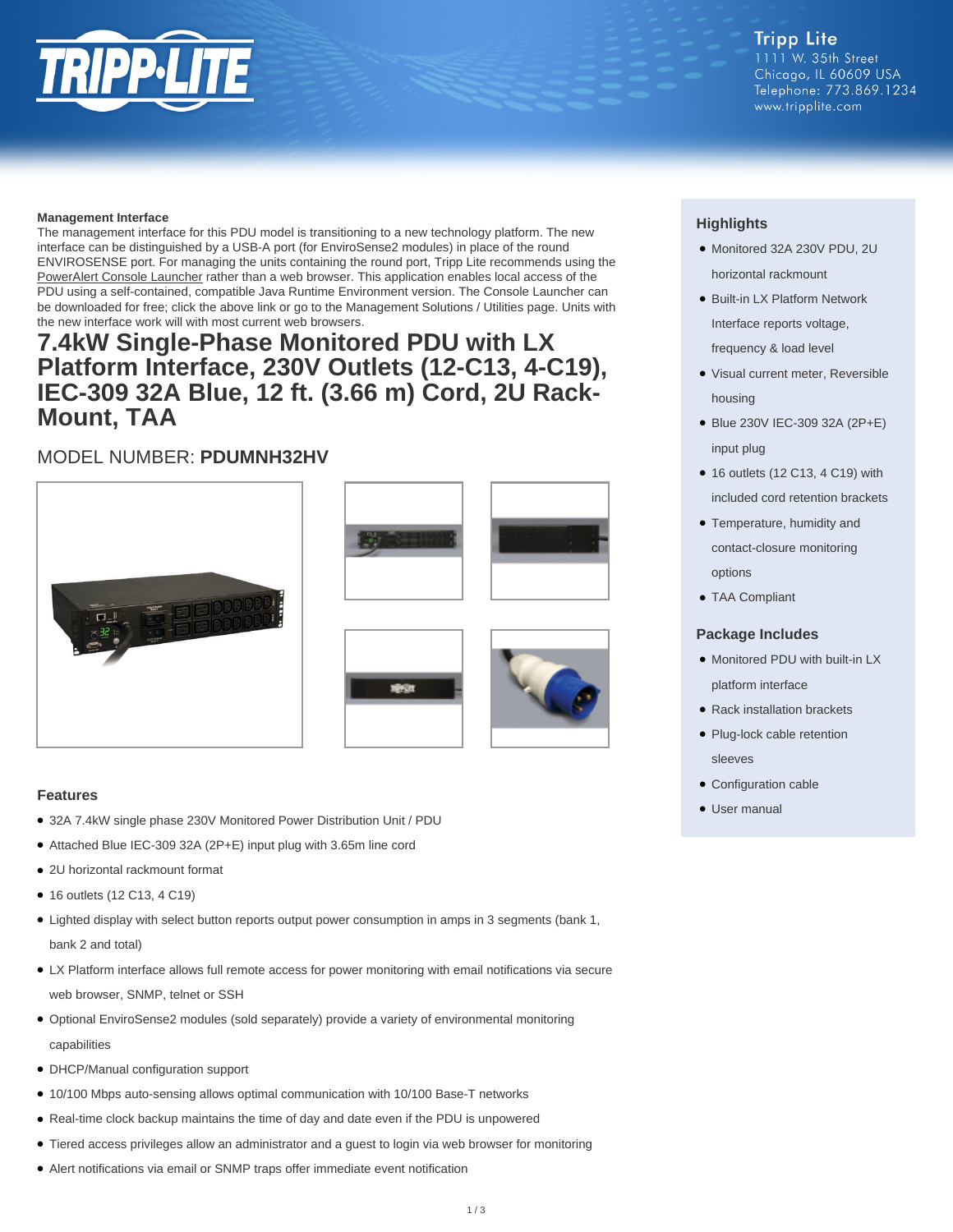Tripp Lite
1111 W. 35th Street
Chicago, IL 60609 USA
Telephone: 773.869.1234
www.tripplite.com

**Management Interface**
The management interface for this PDU model is transitioning to a new technology platform. The new interface can be distinguished by a USB-A port (for EnviroSense2 modules) in place of the round ENVIROSENSE port. For managing the units containing the round port, Tripp Lite recommends using the PowerAlert Console Launcher rather than a web browser. This application enables local access of the PDU using a self-contained, compatible Java Runtime Environment version. The Console Launcher can be downloaded for free; click the above link or go to the Management Solutions / Utilities page. Units with the new interface work will with most current web browsers.

# 7.4kW Single-Phase Monitored PDU with LX Platform Interface, 230V Outlets (12-C13, 4-C19), IEC-309 32A Blue, 12 ft. (3.66 m) Cord, 2U Rack-Mount, TAA

MODEL NUMBER: **PDUMNH32HV**

## Highlights

- Monitored 32A 230V PDU, 2U horizontal rackmount
- Built-in LX Platform Network Interface reports voltage, frequency & load level
- Visual current meter, Reversible housing
- Blue 230V IEC-309 32A (2P+E) input plug
- 16 outlets (12 C13, 4 C19) with included cord retention brackets
- Temperature, humidity and contact-closure monitoring options
- TAA Compliant

## Package Includes

- Monitored PDU with built-in LX platform interface
- Rack installation brackets
- Plug-lock cable retention sleeves
- Configuration cable
- User manual

## Features

- 32A 7.4kW single phase 230V Monitored Power Distribution Unit / PDU
- Attached Blue IEC-309 32A (2P+E) input plug with 3.65m line cord
- 2U horizontal rackmount format
- 16 outlets (12 C13, 4 C19)
- Lighted display with select button reports output power consumption in amps in 3 segments (bank 1, bank 2 and total)
- LX Platform interface allows full remote access for power monitoring with email notifications via secure web browser, SNMP, telnet or SSH
- Optional EnviroSense2 modules (sold separately) provide a variety of environmental monitoring capabilities
- DHCP/Manual configuration support
- 10/100 Mbps auto-sensing allows optimal communication with 10/100 Base-T networks
- Real-time clock backup maintains the time of day and date even if the PDU is unpowered
- Tiered access privileges allow an administrator and a guest to login via web browser for monitoring
- Alert notifications via email or SNMP traps offer immediate event notification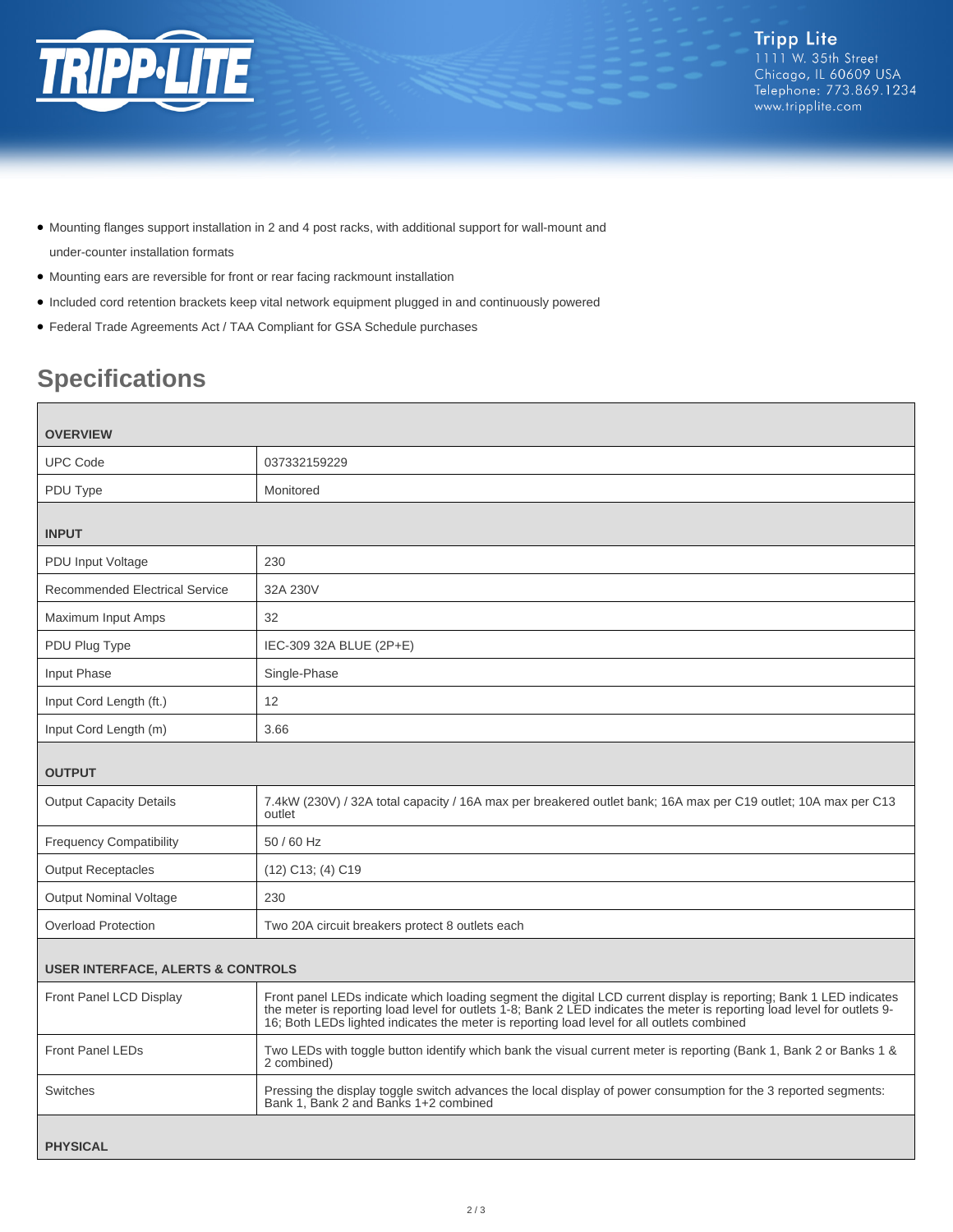- Mounting flanges support installation in 2 and 4 post racks, with additional support for wall-mount and under-counter installation formats
- Mounting ears are reversible for front or rear facing rackmount installation
- Included cord retention brackets keep vital network equipment plugged in and continuously powered
- Federal Trade Agreements Act / TAA Compliant for GSA Schedule purchases

## Specifications

| **OVERVIEW** | |
|---|---|
| UPC Code | 037332159229 |
| PDU Type | Monitored |
| **INPUT** | |
| PDU Input Voltage | 230 |
| Recommended Electrical Service | 32A 230V |
| Maximum Input Amps | 32 |
| PDU Plug Type | IEC-309 32A BLUE (2P+E) |
| Input Phase | Single-Phase |
| Input Cord Length (ft.) | 12 |
| Input Cord Length (m) | 3.66 |
| **OUTPUT** | |
| Output Capacity Details | 7.4kW (230V) / 32A total capacity / 16A max per breakered outlet bank; 16A max per C19 outlet; 10A max per C13 outlet |
| Frequency Compatibility | 50 / 60 Hz |
| Output Receptacles | (12) C13; (4) C19 |
| Output Nominal Voltage | 230 |
| Overload Protection | Two 20A circuit breakers protect 8 outlets each |
| **USER INTERFACE, ALERTS & CONTROLS** | |
| Front Panel LCD Display | Front panel LEDs indicate which loading segment the digital LCD current display is reporting; Bank 1 LED indicates the meter is reporting load level for outlets 1-8; Bank 2 LED indicates the meter is reporting load level for outlets 9-16; Both LEDs lighted indicates the meter is reporting load level for all outlets combined |
| Front Panel LEDs | Two LEDs with toggle button identify which bank the visual current meter is reporting (Bank 1, Bank 2 or Banks 1 & 2 combined) |
| Switches | Pressing the display toggle switch advances the local display of power consumption for the 3 reported segments: Bank 1, Bank 2 and Banks 1+2 combined |
| **PHYSICAL** | |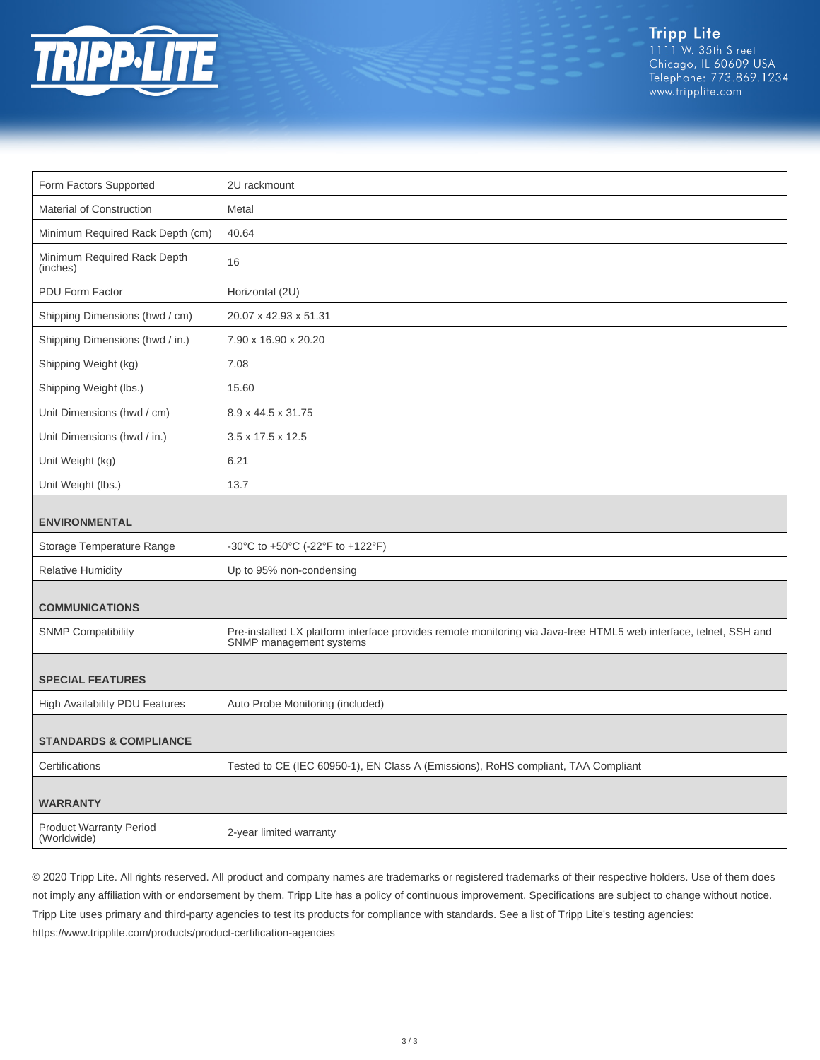| | |
|---|---|
| Form Factors Supported | 2U rackmount |
| Material of Construction | Metal |
| Minimum Required Rack Depth (cm) | 40.64 |
| Minimum Required Rack Depth (inches) | 16 |
| PDU Form Factor | Horizontal (2U) |
| Shipping Dimensions (hwd / cm) | 20.07 x 42.93 x 51.31 |
| Shipping Dimensions (hwd / in.) | 7.90 x 16.90 x 20.20 |
| Shipping Weight (kg) | 7.08 |
| Shipping Weight (lbs.) | 15.60 |
| Unit Dimensions (hwd / cm) | 8.9 x 44.5 x 31.75 |
| Unit Dimensions (hwd / in.) | 3.5 x 17.5 x 12.5 |
| Unit Weight (kg) | 6.21 |
| Unit Weight (lbs.) | 13.7 |
| **ENVIRONMENTAL** | |
| Storage Temperature Range | -30°C to +50°C (-22°F to +122°F) |
| Relative Humidity | Up to 95% non-condensing |
| **COMMUNICATIONS** | |
| SNMP Compatibility | Pre-installed LX platform interface provides remote monitoring via Java-free HTML5 web interface, telnet, SSH and SNMP management systems |
| **SPECIAL FEATURES** | |
| High Availability PDU Features | Auto Probe Monitoring (included) |
| **STANDARDS & COMPLIANCE** | |
| Certifications | Tested to CE (IEC 60950-1), EN Class A (Emissions), RoHS compliant, TAA Compliant |
| **WARRANTY** | |
| Product Warranty Period (Worldwide) | 2-year limited warranty |

© 2020 Tripp Lite. All rights reserved. All product and company names are trademarks or registered trademarks of their respective holders. Use of them does not imply any affiliation with or endorsement by them. Tripp Lite has a policy of continuous improvement. Specifications are subject to change without notice. Tripp Lite uses primary and third-party agencies to test its products for compliance with standards. See a list of Tripp Lite's testing agencies: https://www.tripplite.com/products/product-certification-agencies